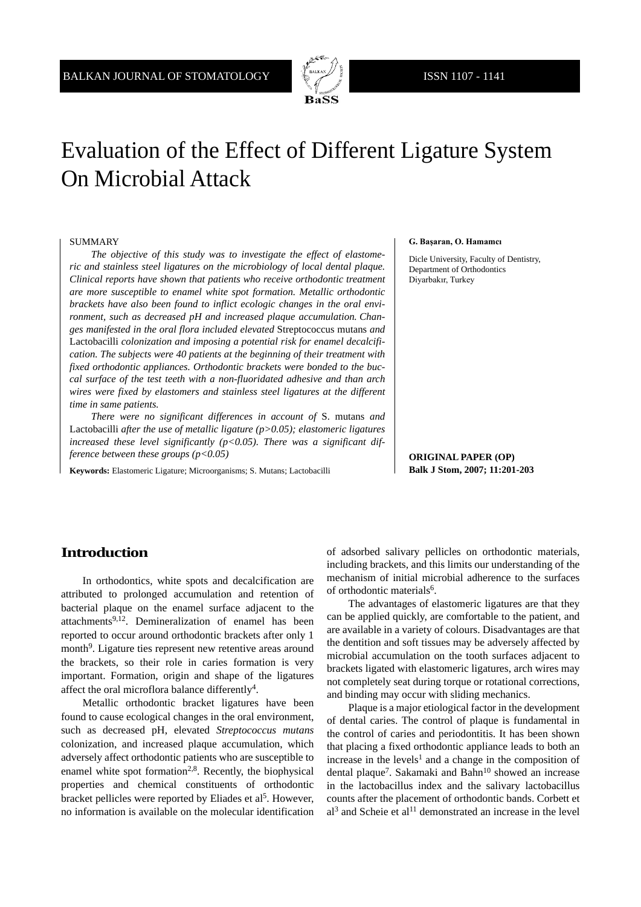# Evaluation of the Effect of Different Ligature System On Microbial Attack

**G. Başaran, O. Hamamcı**

Dicle University, Faculty of Dentistry, Department of Orthodontics
Diyarbakır, Turkey

SUMMARY

*The objective of this study was to investigate the effect of elastomeric and stainless steel ligatures on the microbiology of local dental plaque. Clinical reports have shown that patients who receive orthodontic treatment are more susceptible to enamel white spot formation. Metallic orthodontic brackets have also been found to inflict ecologic changes in the oral environment, such as decreased pH and increased plaque accumulation. Changes manifested in the oral flora included elevated* Streptococcus mutans *and* Lactobacilli *colonization and imposing a potential risk for enamel decalcification. The subjects were 40 patients at the beginning of their treatment with fixed orthodontic appliances. Orthodontic brackets were bonded to the buccal surface of the test teeth with a non-fluoridated adhesive and than arch wires were fixed by elastomers and stainless steel ligatures at the different time in same patients.*

*There were no significant differences in account of* S. mutans *and* Lactobacilli *after the use of metallic ligature ($p>0.05$); elastomeric ligatures increased these level significantly ($p<0.05$). There was a significant difference between these groups ($p<0.05$)*

**Keywords:** Elastomeric Ligature; Microorganisms; S. Mutans; Lactobacilli

**ORIGINAL PAPER (OP)**

## Introduction

In orthodontics, white spots and decalcification are attributed to prolonged accumulation and retention of bacterial plaque on the enamel surface adjacent to the attachments[9,12]. Demineralization of enamel has been reported to occur around orthodontic brackets after only 1 month[9]. Ligature ties represent new retentive areas around the brackets, so their role in caries formation is very important. Formation, origin and shape of the ligatures affect the oral microflora balance differently[4].

Metallic orthodontic bracket ligatures have been found to cause ecological changes in the oral environment, such as decreased pH, elevated *Streptococcus mutans* colonization, and increased plaque accumulation, which adversely affect orthodontic patients who are susceptible to enamel white spot formation[2,8]. Recently, the biophysical properties and chemical constituents of orthodontic bracket pellicles were reported by Eliades et al[5]. However, no information is available on the molecular identification of adsorbed salivary pellicles on orthodontic materials, including brackets, and this limits our understanding of the mechanism of initial microbial adherence to the surfaces of orthodontic materials[6].

The advantages of elastomeric ligatures are that they can be applied quickly, are comfortable to the patient, and are available in a variety of colours. Disadvantages are that the dentition and soft tissues may be adversely affected by microbial accumulation on the tooth surfaces adjacent to brackets ligated with elastomeric ligatures, arch wires may not completely seat during torque or rotational corrections, and binding may occur with sliding mechanics.

Plaque is a major etiological factor in the development of dental caries. The control of plaque is fundamental in the control of caries and periodontitis. It has been shown that placing a fixed orthodontic appliance leads to both an increase in the levels[1] and a change in the composition of dental plaque[7]. Sakamaki and Bahn[10] showed an increase in the lactobacillus index and the salivary lactobacillus counts after the placement of orthodontic bands. Corbett et al[3] and Scheie et al[11] demonstrated an increase in the level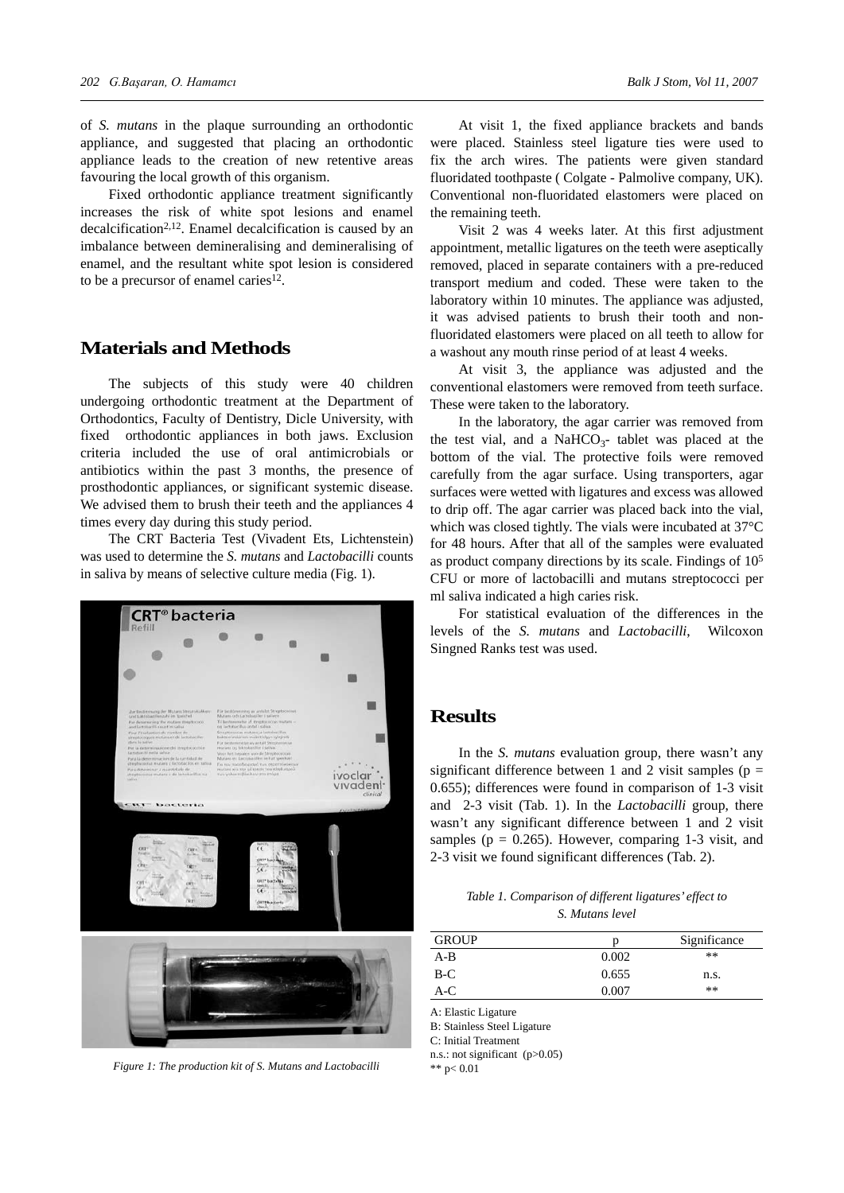of *S. mutans* in the plaque surrounding an orthodontic appliance, and suggested that placing an orthodontic appliance leads to the creation of new retentive areas favouring the local growth of this organism.

Fixed orthodontic appliance treatment significantly increases the risk of white spot lesions and enamel decalcification[2,12]. Enamel decalcification is caused by an imbalance between demineralising and demineralising of enamel, and the resultant white spot lesion is considered to be a precursor of enamel caries[12].

## Materials and Methods

The subjects of this study were 40 children undergoing orthodontic treatment at the Department of Orthodontics, Faculty of Dentistry, Dicle University, with fixed orthodontic appliances in both jaws. Exclusion criteria included the use of oral antimicrobials or antibiotics within the past 3 months, the presence of prosthodontic appliances, or significant systemic disease. We advised them to brush their teeth and the appliances 4 times every day during this study period.

The CRT Bacteria Test (Vivadent Ets, Lichtenstein) was used to determine the *S. mutans* and *Lactobacilli* counts in saliva by means of selective culture media (Fig. 1).

*Figure 1: The production kit of S. Mutans and Lactobacilli*

At visit 1, the fixed appliance brackets and bands were placed. Stainless steel ligature ties were used to fix the arch wires. The patients were given standard fluoridated toothpaste ( Colgate - Palmolive company, UK). Conventional non-fluoridated elastomers were placed on the remaining teeth.

Visit 2 was 4 weeks later. At this first adjustment appointment, metallic ligatures on the teeth were aseptically removed, placed in separate containers with a pre-reduced transport medium and coded. These were taken to the laboratory within 10 minutes. The appliance was adjusted, it was advised patients to brush their tooth and non-fluoridated elastomers were placed on all teeth to allow for a washout any mouth rinse period of at least 4 weeks.

At visit 3, the appliance was adjusted and the conventional elastomers were removed from teeth surface. These were taken to the laboratory.

In the laboratory, the agar carrier was removed from the test vial, and a $NaHCO_3$- tablet was placed at the bottom of the vial. The protective foils were removed carefully from the agar surface. Using transporters, agar surfaces were wetted with ligatures and excess was allowed to drip off. The agar carrier was placed back into the vial, which was closed tightly. The vials were incubated at 37°C for 48 hours. After that all of the samples were evaluated as product company directions by its scale. Findings of $10^5$ CFU or more of lactobacilli and mutans streptococci per ml saliva indicated a high caries risk.

For statistical evaluation of the differences in the levels of the *S. mutans* and *Lactobacilli*, Wilcoxon Singned Ranks test was used.

## Results

In the *S. mutans* evaluation group, there wasn't any significant difference between 1 and 2 visit samples ($p = 0.655$); differences were found in comparison of 1-3 visit and 2-3 visit (Tab. 1). In the *Lactobacilli* group, there wasn't any significant difference between 1 and 2 visit samples ($p = 0.265$). However, comparing 1-3 visit, and 2-3 visit we found significant differences (Tab. 2).

*Table 1. Comparison of different ligatures' effect to S. Mutans level*

| GROUP | p | Significance |
|---|---|---|
| A-B | 0.002 | ** |
| B-C | 0.655 | n.s. |
| A-C | 0.007 | ** |

A: Elastic Ligature
B: Stainless Steel Ligature
C: Initial Treatment
n.s.: not significant ($p>0.05$)
** $p< 0.01$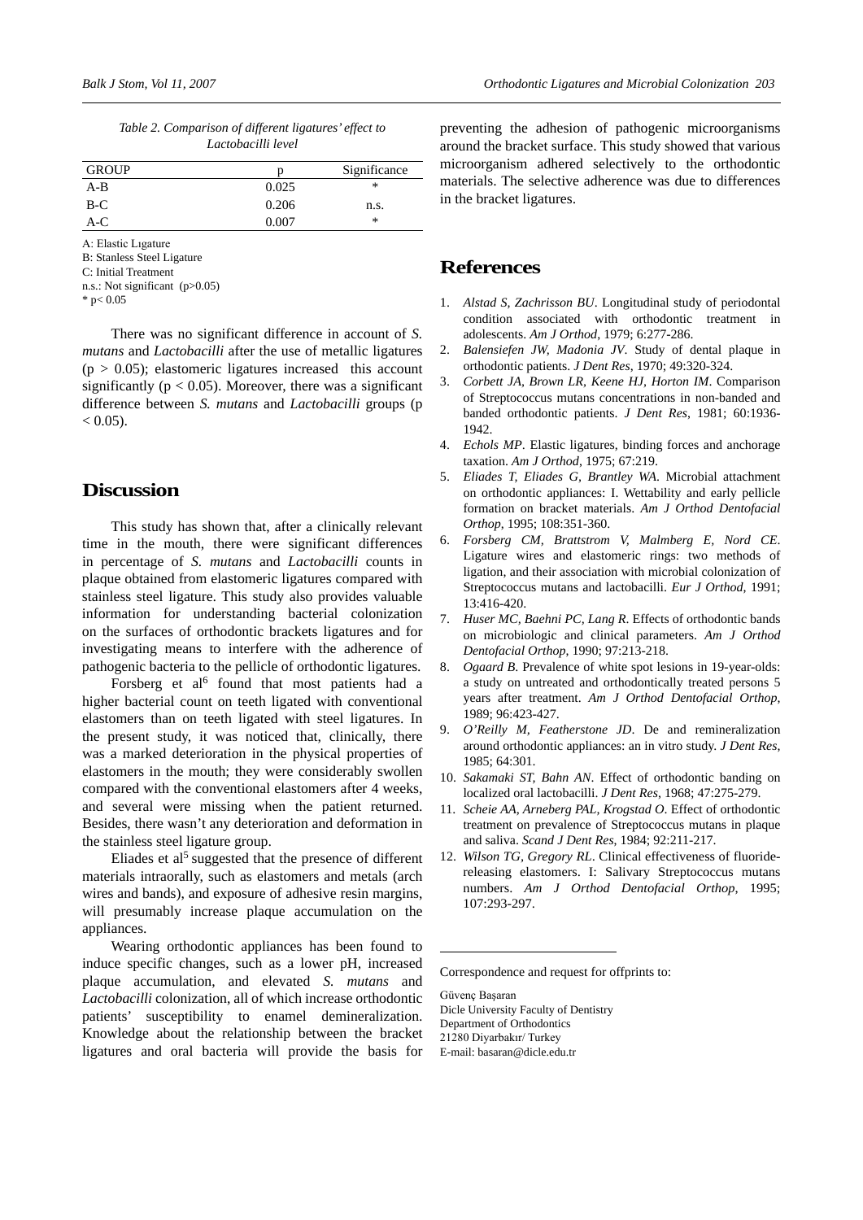*Table 2. Comparison of different ligatures' effect to Lactobacilli level*

| GROUP | p | Significance |
|---|---|---|
| A-B | 0.025 | * |
| B-C | 0.206 | n.s. |
| A-C | 0.007 | * |

A: Elastic Lıgature
B: Stanless Steel Ligature
C: Initial Treatment
n.s.: Not significant ($p>0.05$)
* $p< 0.05$

There was no significant difference in account of *S. mutans* and *Lactobacilli* after the use of metallic ligatures ($p > 0.05$); elastomeric ligatures increased this account significantly ($p < 0.05$). Moreover, there was a significant difference between *S. mutans* and *Lactobacilli* groups ($p < 0.05$).

## Discussion

This study has shown that, after a clinically relevant time in the mouth, there were significant differences in percentage of *S. mutans* and *Lactobacilli* counts in plaque obtained from elastomeric ligatures compared with stainless steel ligature. This study also provides valuable information for understanding bacterial colonization on the surfaces of orthodontic brackets ligatures and for investigating means to interfere with the adherence of pathogenic bacteria to the pellicle of orthodontic ligatures.

Forsberg et al[6] found that most patients had a higher bacterial count on teeth ligated with conventional elastomers than on teeth ligated with steel ligatures. In the present study, it was noticed that, clinically, there was a marked deterioration in the physical properties of elastomers in the mouth; they were considerably swollen compared with the conventional elastomers after 4 weeks, and several were missing when the patient returned. Besides, there wasn't any deterioration and deformation in the stainless steel ligature group.

Eliades et al[5] suggested that the presence of different materials intraorally, such as elastomers and metals (arch wires and bands), and exposure of adhesive resin margins, will presumably increase plaque accumulation on the appliances.

Wearing orthodontic appliances has been found to induce specific changes, such as a lower pH, increased plaque accumulation, and elevated *S. mutans* and *Lactobacilli* colonization, all of which increase orthodontic patients' susceptibility to enamel demineralization. Knowledge about the relationship between the bracket ligatures and oral bacteria will provide the basis for preventing the adhesion of pathogenic microorganisms around the bracket surface. This study showed that various microorganism adhered selectively to the orthodontic materials. The selective adherence was due to differences in the bracket ligatures.

## References

1. *Alstad S, Zachrisson BU*. Longitudinal study of periodontal condition associated with orthodontic treatment in adolescents. *Am J Orthod*, 1979; 6:277-286.
2. *Balensiefen JW, Madonia JV*. Study of dental plaque in orthodontic patients. *J Dent Res*, 1970; 49:320-324.
3. *Corbett JA, Brown LR, Keene HJ, Horton IM*. Comparison of Streptococcus mutans concentrations in non-banded and banded orthodontic patients. *J Dent Res*, 1981; 60:1936-1942.
4. *Echols MP*. Elastic ligatures, binding forces and anchorage taxation. *Am J Orthod*, 1975; 67:219.
5. *Eliades T, Eliades G, Brantley WA*. Microbial attachment on orthodontic appliances: I. Wettability and early pellicle formation on bracket materials. *Am J Orthod Dentofacial Orthop*, 1995; 108:351-360.
6. *Forsberg CM, Brattstrom V, Malmberg E, Nord CE*. Ligature wires and elastomeric rings: two methods of ligation, and their association with microbial colonization of Streptococcus mutans and lactobacilli. *Eur J Orthod*, 1991; 13:416-420.
7. *Huser MC, Baehni PC, Lang R*. Effects of orthodontic bands on microbiologic and clinical parameters. *Am J Orthod Dentofacial Orthop*, 1990; 97:213-218.
8. *Ogaard B*. Prevalence of white spot lesions in 19-year-olds: a study on untreated and orthodontically treated persons 5 years after treatment. *Am J Orthod Dentofacial Orthop*, 1989; 96:423-427.
9. *O'Reilly M, Featherstone JD*. De and remineralization around orthodontic appliances: an in vitro study. *J Dent Res*, 1985; 64:301.
10. *Sakamaki ST, Bahn AN*. Effect of orthodontic banding on localized oral lactobacilli. *J Dent Res*, 1968; 47:275-279.
11. *Scheie AA, Arneberg PAL, Krogstad O*. Effect of orthodontic treatment on prevalence of Streptococcus mutans in plaque and saliva. *Scand J Dent Res*, 1984; 92:211-217.
12. *Wilson TG, Gregory RL*. Clinical effectiveness of fluoride-releasing elastomers. I: Salivary Streptococcus mutans numbers. *Am J Orthod Dentofacial Orthop*, 1995; 107:293-297.

Correspondence and request for offprints to:

Güvenç Başaran
Dicle University Faculty of Dentistry
Department of Orthodontics
21280 Diyarbakır/ Turkey
E-mail: basaran@dicle.edu.tr